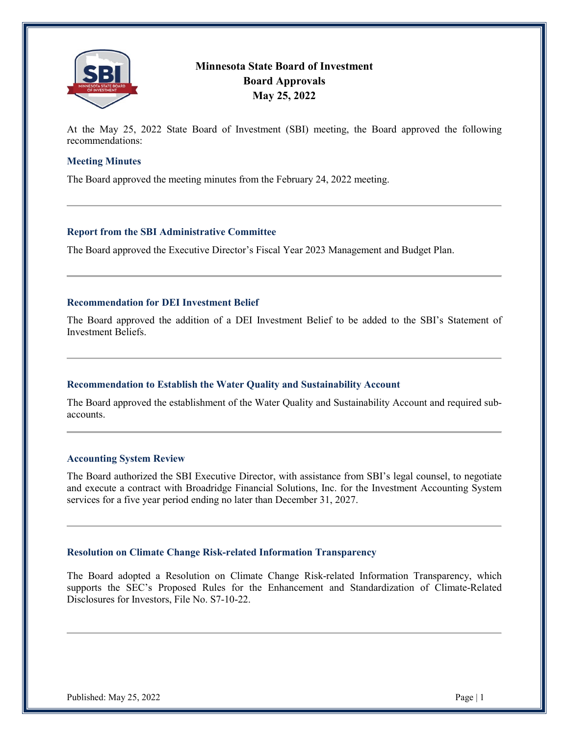# Minnesota State Board of Investment
## Board Approvals
## May 25, 2022

At the May 25, 2022 State Board of Investment (SBI) meeting, the Board approved the following recommendations:

### Meeting Minutes

The Board approved the meeting minutes from the February 24, 2022 meeting.

---

### Report from the SBI Administrative Committee

The Board approved the Executive Director's Fiscal Year 2023 Management and Budget Plan.

---

### Recommendation for DEI Investment Belief

The Board approved the addition of a DEI Investment Belief to be added to the SBI's Statement of Investment Beliefs.

---

### Recommendation to Establish the Water Quality and Sustainability Account

The Board approved the establishment of the Water Quality and Sustainability Account and required sub-accounts.

---

### Accounting System Review

The Board authorized the SBI Executive Director, with assistance from SBI's legal counsel, to negotiate and execute a contract with Broadridge Financial Solutions, Inc. for the Investment Accounting System services for a five year period ending no later than December 31, 2027.

---

### Resolution on Climate Change Risk-related Information Transparency

The Board adopted a Resolution on Climate Change Risk-related Information Transparency, which supports the SEC's Proposed Rules for the Enhancement and Standardization of Climate-Related Disclosures for Investors, File No. S7-10-22.

---

Published: May 25, 2022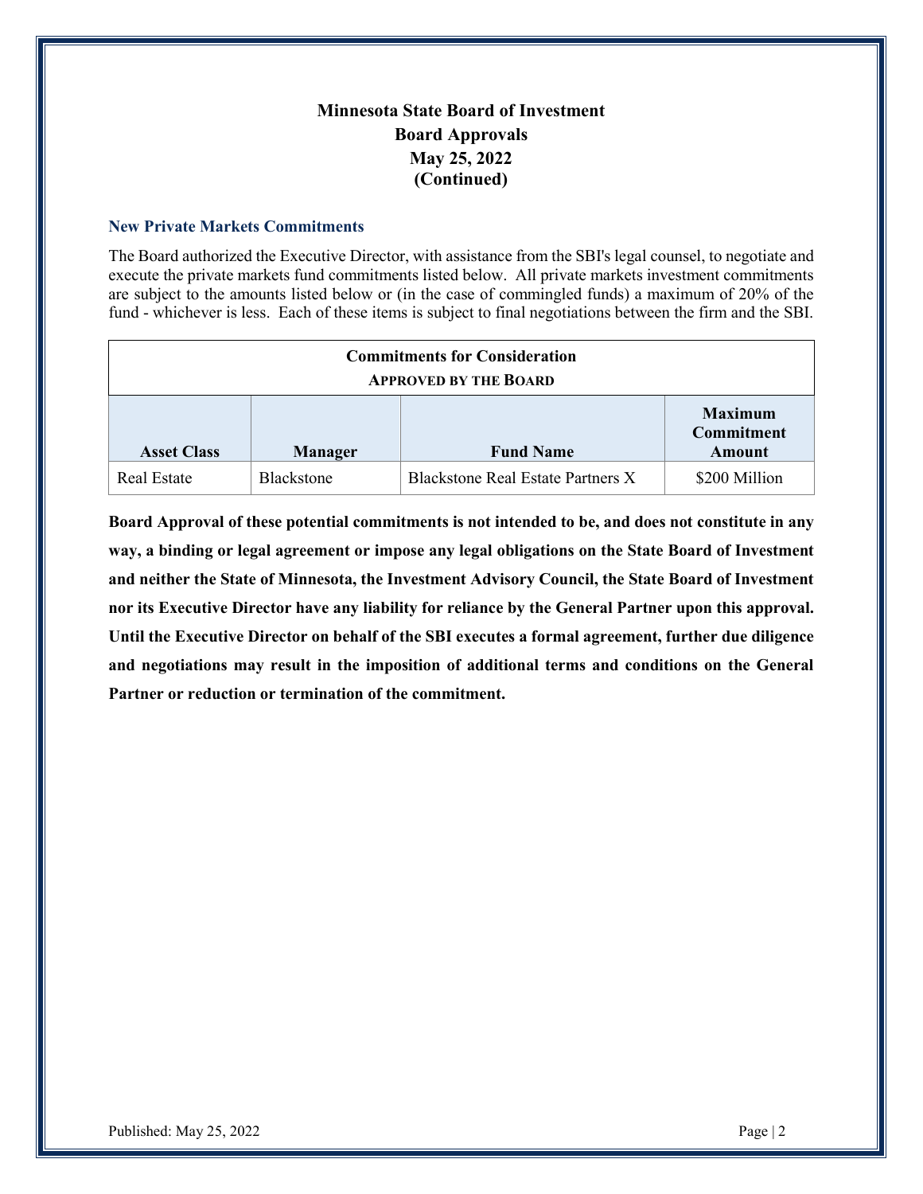# Minnesota State Board of Investment
## Board Approvals
## May 25, 2022
## (Continued)

### New Private Markets Commitments

The Board authorized the Executive Director, with assistance from the SBI's legal counsel, to negotiate and execute the private markets fund commitments listed below. All private markets investment commitments are subject to the amounts listed below or (in the case of commingled funds) a maximum of 20% of the fund - whichever is less. Each of these items is subject to final negotiations between the firm and the SBI.

**Commitments for Consideration**
**APPROVED BY THE BOARD**

| Asset Class | Manager | Fund Name | Maximum Commitment Amount |
|---|---|---|---|
| Real Estate | Blackstone | Blackstone Real Estate Partners X | $200 Million |

**Board Approval of these potential commitments is not intended to be, and does not constitute in any way, a binding or legal agreement or impose any legal obligations on the State Board of Investment and neither the State of Minnesota, the Investment Advisory Council, the State Board of Investment nor its Executive Director have any liability for reliance by the General Partner upon this approval. Until the Executive Director on behalf of the SBI executes a formal agreement, further due diligence and negotiations may result in the imposition of additional terms and conditions on the General Partner or reduction or termination of the commitment.**